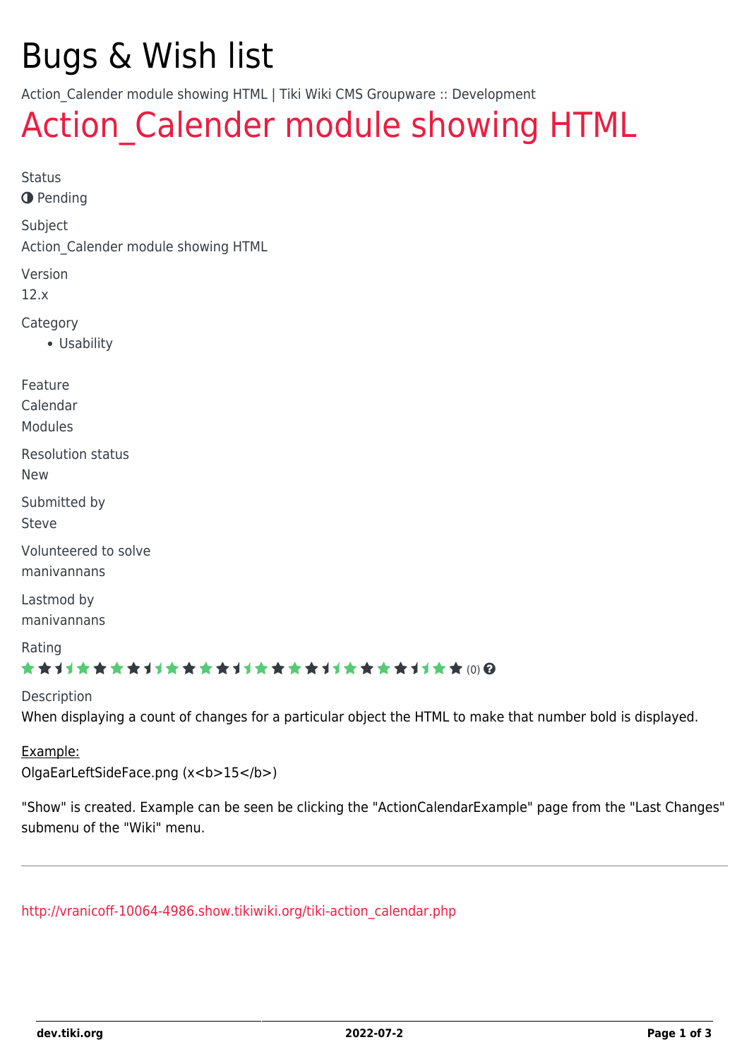# Bugs & Wish list

Action_Calender module showing HTML | Tiki Wiki CMS Groupware :: Development

## Action_Calender module showing HTML

Status

Pending

Subject

Action_Calender module showing HTML

Version

12.x

Category

- Usability

Feature

Calendar

Modules

Resolution status

New

Submitted by

Steve

Volunteered to solve

manivannans

Lastmod by

manivannans

Rating

(0)

Description

When displaying a count of changes for a particular object the HTML to make that number bold is displayed.

Example:

OlgaEarLeftSideFace.png (x<b>15</b>)

"Show" is created. Example can be seen be clicking the "ActionCalendarExample" page from the "Last Changes" submenu of the "Wiki" menu.

---

http://vranicoff-10064-4986.show.tikiwiki.org/tiki-action_calendar.php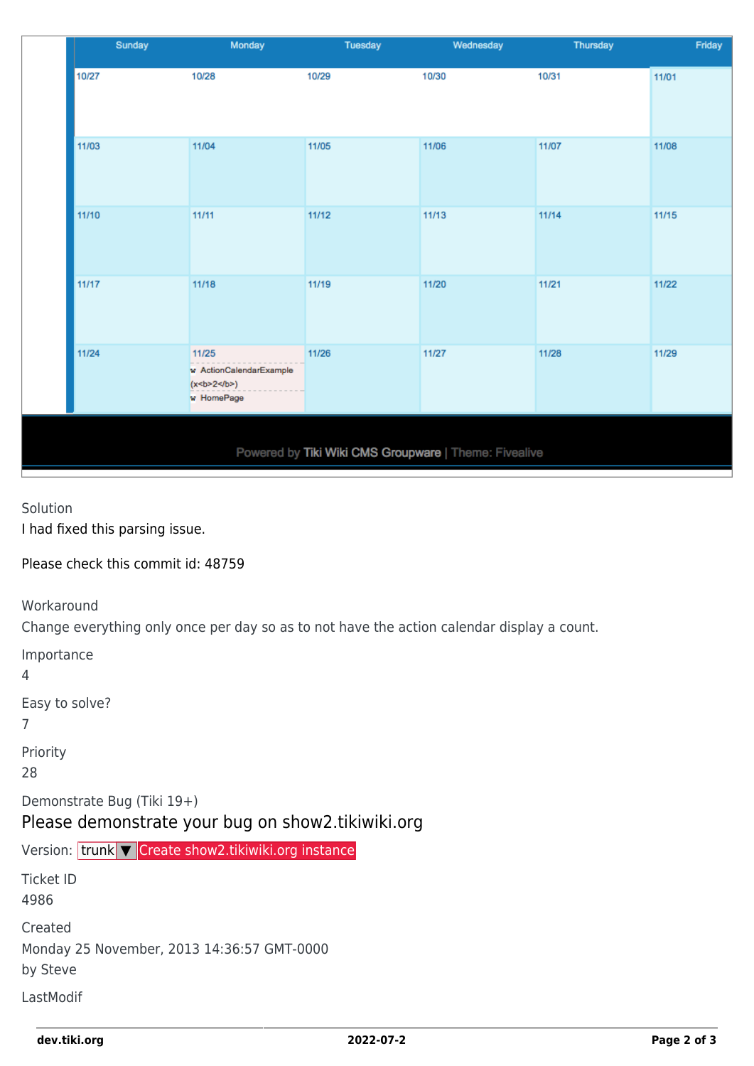| Sunday | Monday | Tuesday | Wednesday | Thursday | Friday |
|---|---|---|---|---|---|
| 10/27 | 10/28 | 10/29 | 10/30 | 10/31 | 11/01 |
| 11/03 | 11/04 | 11/05 | 11/06 | 11/07 | 11/08 |
| 11/10 | 11/11 | 11/12 | 11/13 | 11/14 | 11/15 |
| 11/17 | 11/18 | 11/19 | 11/20 | 11/21 | 11/22 |
| 11/24 | 11/25 ActionCalendarExample (x<b>2</b>) HomePage | 11/26 | 11/27 | 11/28 | 11/29 |

Powered by Tiki Wiki CMS Groupware | Theme: Fivealive

Solution

I had fixed this parsing issue.

Please check this commit id: 48759

Workaround

Change everything only once per day so as to not have the action calendar display a count.

Importance

4

Easy to solve?

7

Priority

28

Demonstrate Bug (Tiki 19+)

## Please demonstrate your bug on show2.tikiwiki.org

Version: trunk ▼ Create show2.tikiwiki.org instance

Ticket ID

4986

Created

Monday 25 November, 2013 14:36:57 GMT-0000
by Steve

LastModif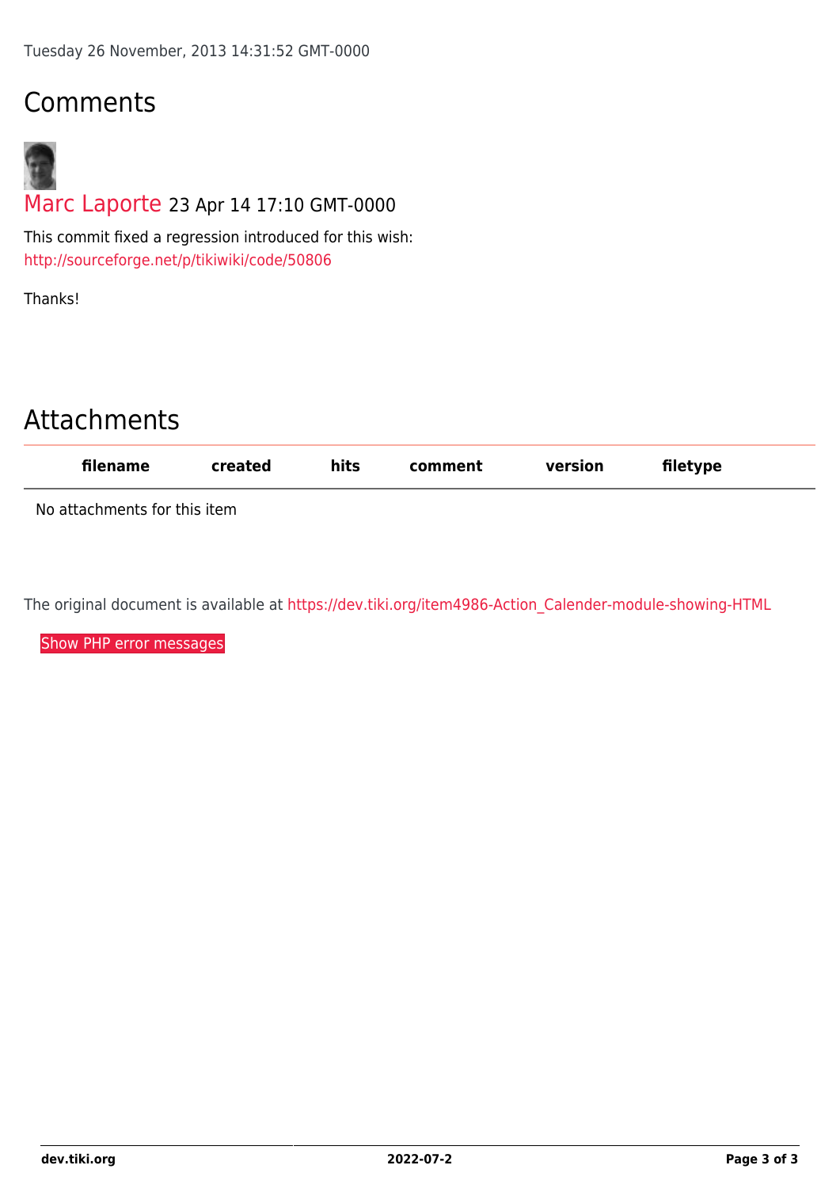Tuesday 26 November, 2013 14:31:52 GMT-0000

## Comments

Marc Laporte 23 Apr 14 17:10 GMT-0000

This commit fixed a regression introduced for this wish:
http://sourceforge.net/p/tikiwiki/code/50806

Thanks!

## Attachments

| filename | created | hits | comment | version | filetype |
|---|---|---|---|---|---|
| No attachments for this item | | | | | |

The original document is available at https://dev.tiki.org/item4986-Action_Calender-module-showing-HTML

Show PHP error messages